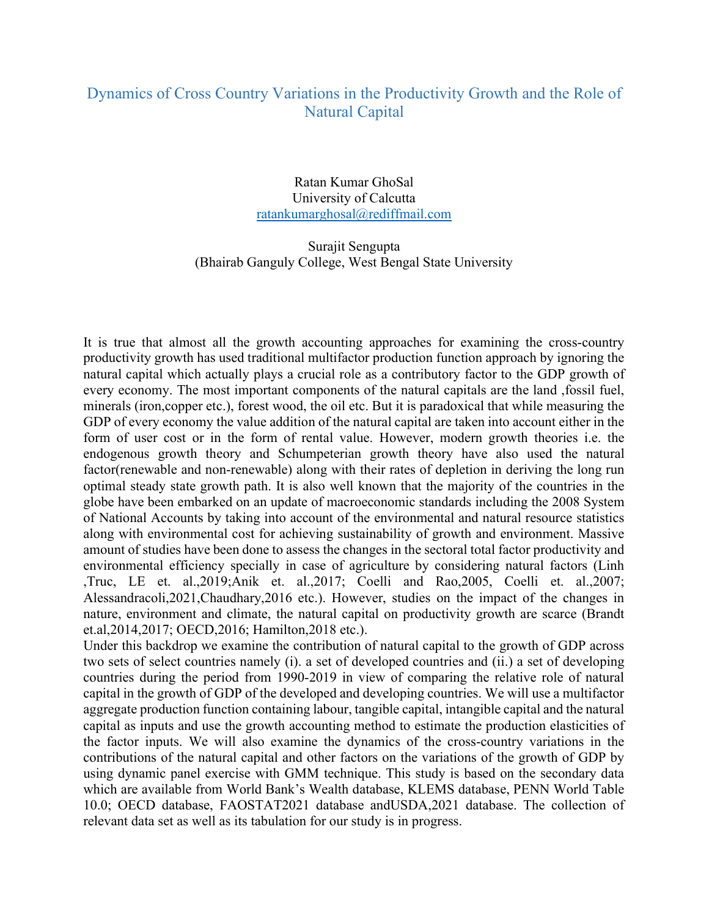# Dynamics of Cross Country Variations in the Productivity Growth and the Role of Natural Capital

Ratan Kumar GhoSal  
University of Calcutta  
ratankumarghosal@rediffmail.com

Surajit Sengupta  
(Bhairab Ganguly College, West Bengal State University

It is true that almost all the growth accounting approaches for examining the cross-country productivity growth has used traditional multifactor production function approach by ignoring the natural capital which actually plays a crucial role as a contributory factor to the GDP growth of every economy. The most important components of the natural capitals are the land ,fossil fuel, minerals (iron,copper etc.), forest wood, the oil etc. But it is paradoxical that while measuring the GDP of every economy the value addition of the natural capital are taken into account either in the form of user cost or in the form of rental value. However, modern growth theories i.e. the endogenous growth theory and Schumpeterian growth theory have also used the natural factor(renewable and non-renewable) along with their rates of depletion in deriving the long run optimal steady state growth path. It is also well known that the majority of the countries in the globe have been embarked on an update of macroeconomic standards including the 2008 System of National Accounts by taking into account of the environmental and natural resource statistics along with environmental cost for achieving sustainability of growth and environment. Massive amount of studies have been done to assess the changes in the sectoral total factor productivity and environmental efficiency specially in case of agriculture by considering natural factors (Linh ,Truc, LE et. al.,2019;Anik et. al.,2017; Coelli and Rao,2005, Coelli et. al.,2007; Alessandracoli,2021,Chaudhary,2016 etc.). However, studies on the impact of the changes in nature, environment and climate, the natural capital on productivity growth are scarce (Brandt et.al,2014,2017; OECD,2016; Hamilton,2018 etc.).

Under this backdrop we examine the contribution of natural capital to the growth of GDP across two sets of select countries namely (i). a set of developed countries and (ii.) a set of developing countries during the period from 1990-2019 in view of comparing the relative role of natural capital in the growth of GDP of the developed and developing countries. We will use a multifactor aggregate production function containing labour, tangible capital, intangible capital and the natural capital as inputs and use the growth accounting method to estimate the production elasticities of the factor inputs. We will also examine the dynamics of the cross-country variations in the contributions of the natural capital and other factors on the variations of the growth of GDP by using dynamic panel exercise with GMM technique. This study is based on the secondary data which are available from World Bank's Wealth database, KLEMS database, PENN World Table 10.0; OECD database, FAOSTAT2021 database andUSDA,2021 database. The collection of relevant data set as well as its tabulation for our study is in progress.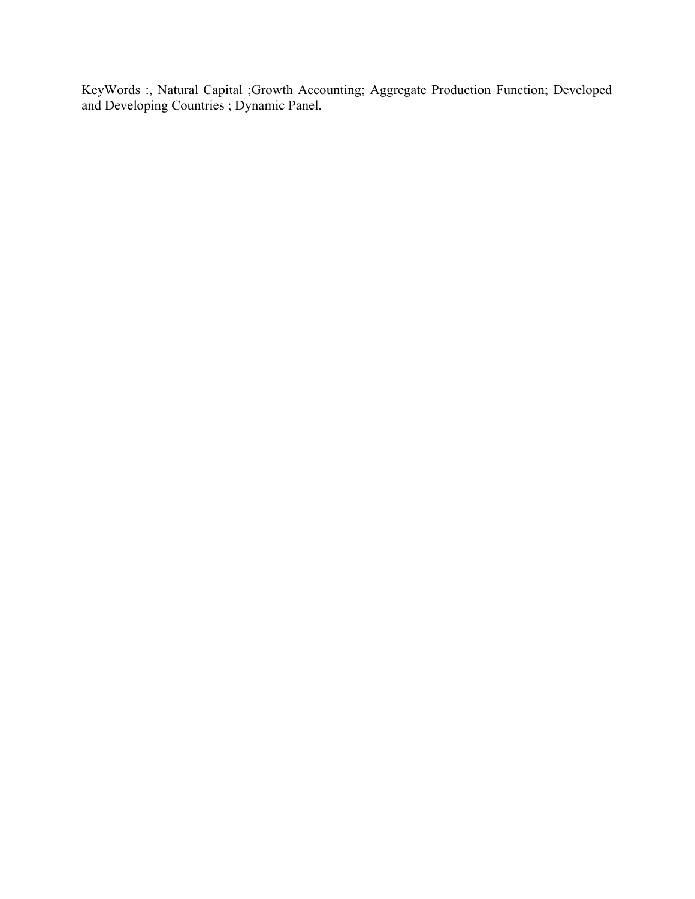KeyWords :, Natural Capital ;Growth Accounting; Aggregate Production Function; Developed and Developing Countries ; Dynamic Panel.